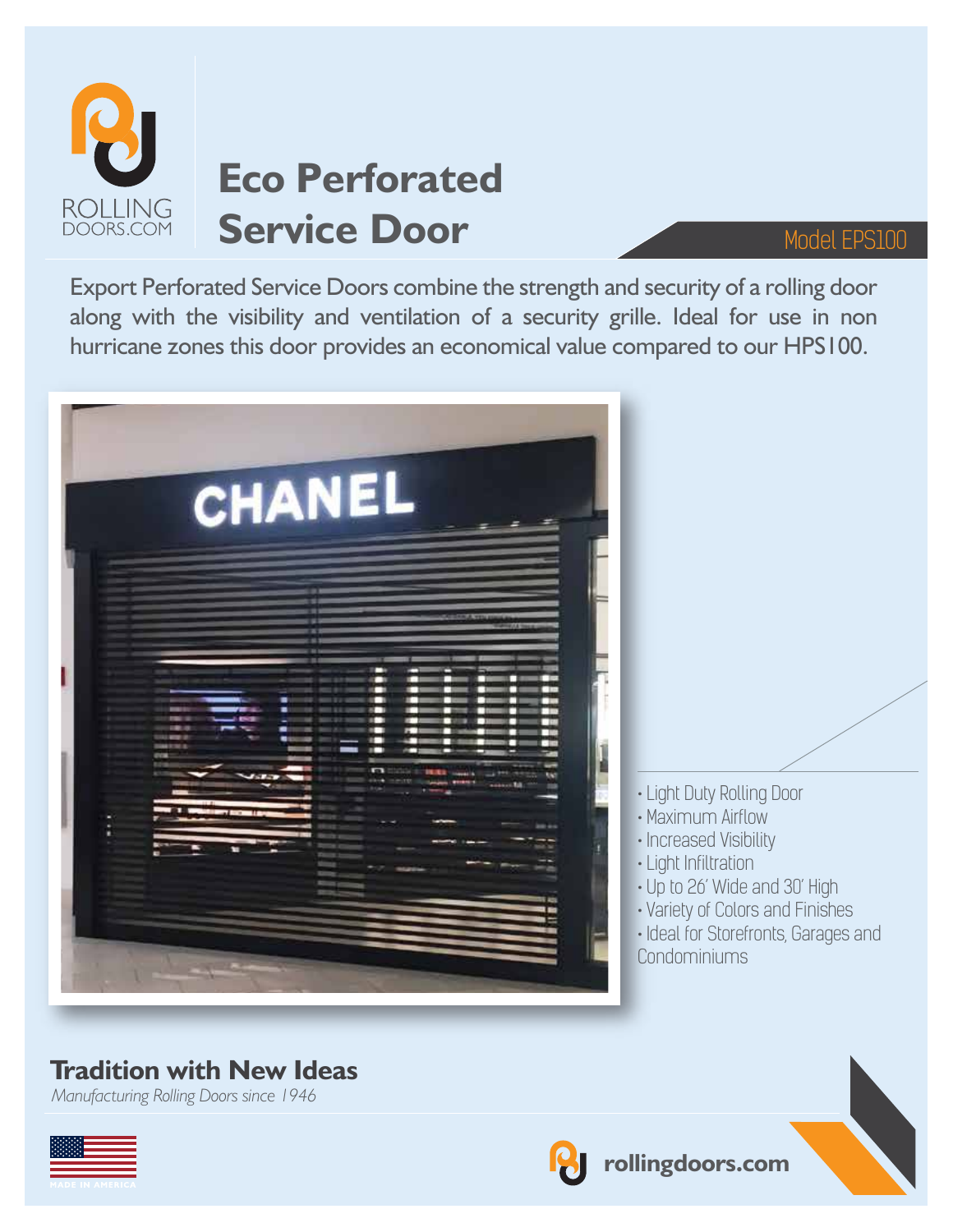ROLLING DOORS.COM

# Eco Perforated Service Door

Model EPS100

Export Perforated Service Doors combine the strength and security of a rolling door along with the visibility and ventilation of a security grille. Ideal for use in non hurricane zones this door provides an economical value compared to our HPS100.

- Light Duty Rolling Door
- Maximum Airflow
- Increased Visibility
- Light Infiltration
- Up to 26' Wide and 30' High
- Variety of Colors and Finishes
- Ideal for Storefronts, Garages and Condominiums

## Tradition with New Ideas

*Manufacturing Rolling Doors since 1946*

MADE IN AMERICA

rollingdoors.com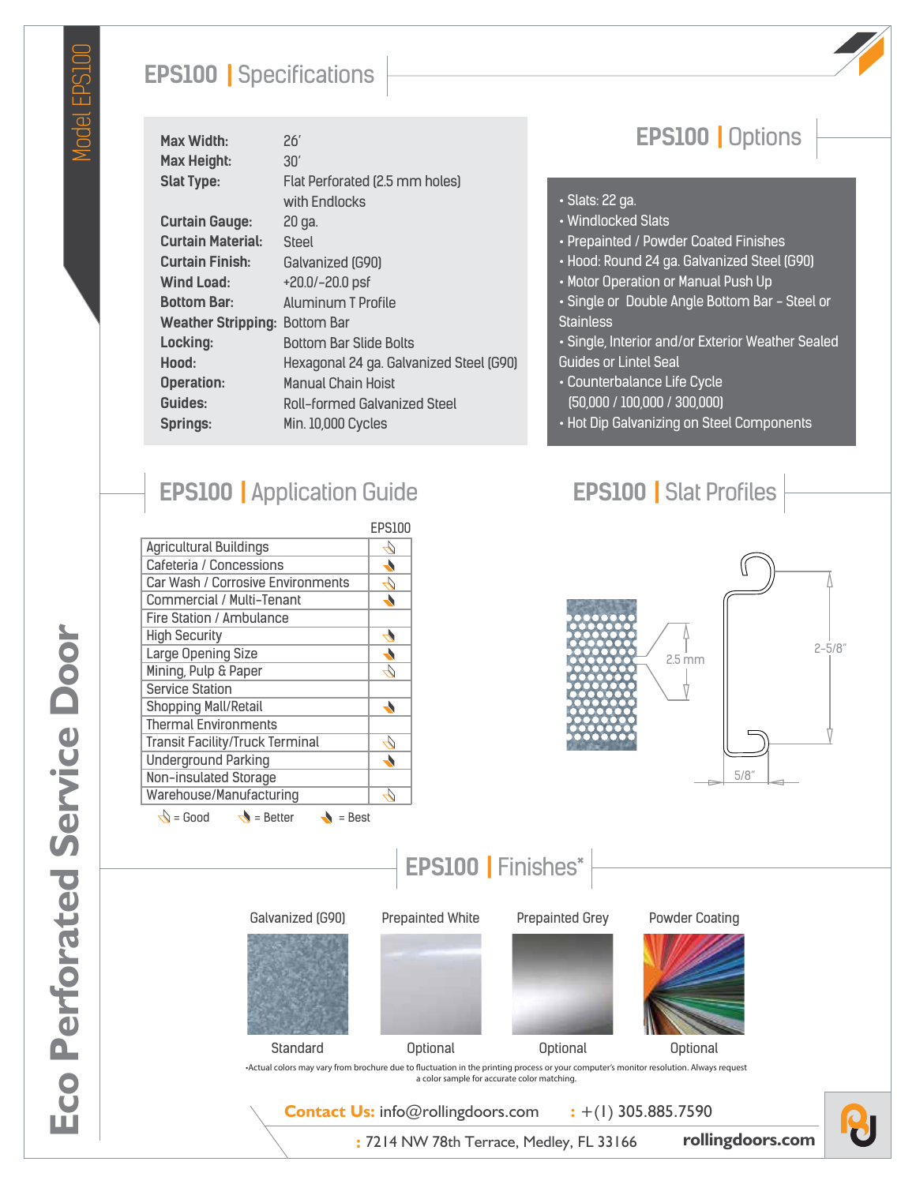# Eco Perforated Service Door

Model EPS100

## EPS100 | Specifications

| | |
|---|---|
| **Max Width:** | 26′ |
| **Max Height:** | 30′ |
| **Slat Type:** | Flat Perforated (2.5 mm holes) with Endlocks |
| **Curtain Gauge:** | 20 ga. |
| **Curtain Material:** | Steel |
| **Curtain Finish:** | Galvanized (G90) |
| **Wind Load:** | +20.0/-20.0 psf |
| **Bottom Bar:** | Aluminum T Profile |
| **Weather Stripping:** | Bottom Bar |
| **Locking:** | Bottom Bar Slide Bolts |
| **Hood:** | Hexagonal 24 ga. Galvanized Steel (G90) |
| **Operation:** | Manual Chain Hoist |
| **Guides:** | Roll-formed Galvanized Steel |
| **Springs:** | Min. 10,000 Cycles |

## EPS100 | Options

- Slats: 22 ga.
- Windlocked Slats
- Prepainted / Powder Coated Finishes
- Hood: Round 24 ga. Galvanized Steel (G90)
- Motor Operation or Manual Push Up
- Single or Double Angle Bottom Bar - Steel or Stainless
- Single, Interior and/or Exterior Weather Sealed Guides or Lintel Seal
- Counterbalance Life Cycle (50,000 / 100,000 / 300,000)
- Hot Dip Galvanizing on Steel Components

## EPS100 | Application Guide

| | EPS100 |
|---|---|
| Agricultural Buildings | Good |
| Cafeteria / Concessions | Better |
| Car Wash / Corrosive Environments | Good |
| Commercial / Multi-Tenant | Better |
| Fire Station / Ambulance | |
| High Security | Better |
| Large Opening Size | Better |
| Mining, Pulp & Paper | Good |
| Service Station | |
| Shopping Mall/Retail | Better |
| Thermal Environments | |
| Transit Facility/Truck Terminal | Good |
| Underground Parking | Better |
| Non-insulated Storage | |
| Warehouse/Manufacturing | Good |

= Good = Better = Best

## EPS100 | Slat Profiles

2.5 mm

2-5/8″

5/8″

## EPS100 | Finishes*

| Galvanized (G90) | Prepainted White | Prepainted Grey | Powder Coating |
|---|---|---|---|
| Standard | Optional | Optional | Optional |

*Actual colors may vary from brochure due to fluctuation in the printing process or your computer's monitor resolution. Always request a color sample for accurate color matching.

**Contact Us:** info@rollingdoors.com : +(1) 305.885.7590

: 7214 NW 78th Terrace, Medley, FL 33166 **rollingdoors.com**